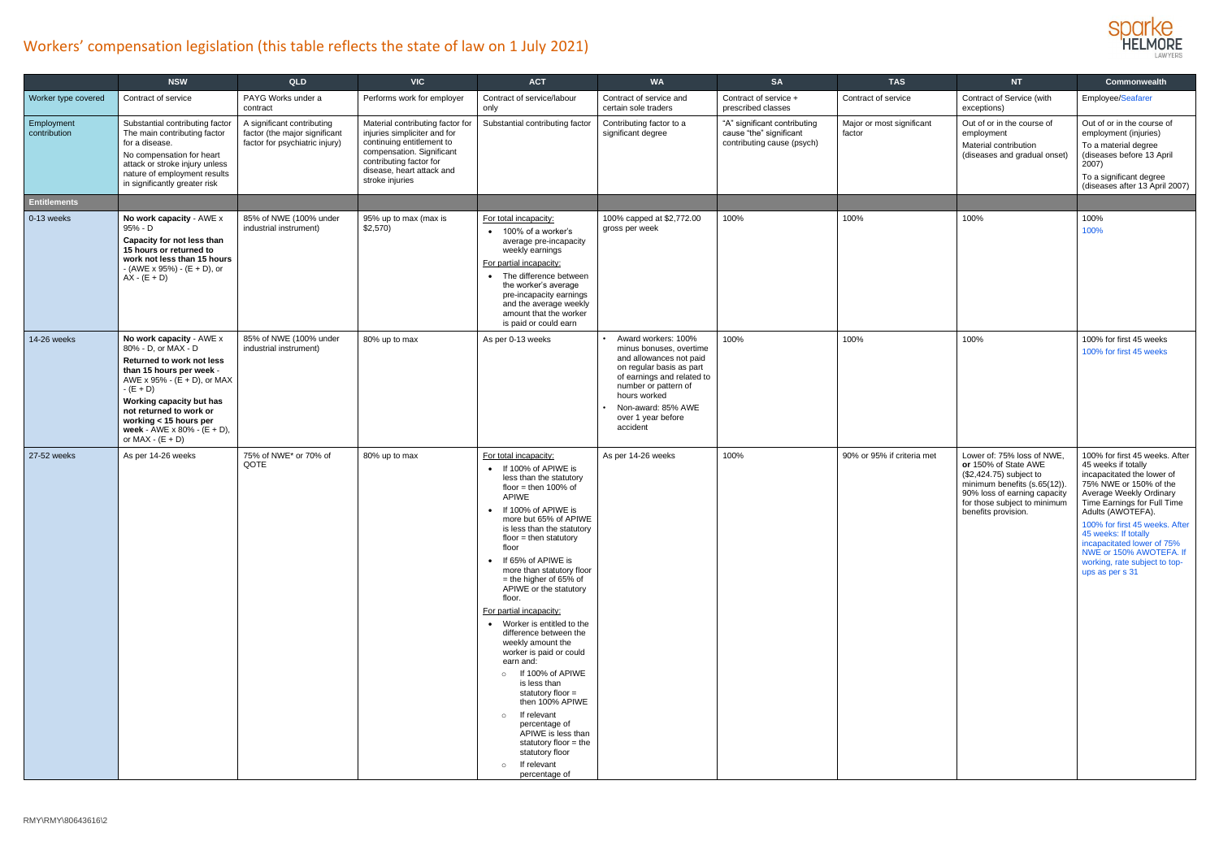# Workers' compensation legislation (this table reflects the state of law on 1 July 2021)

| | NSW | QLD | VIC | ACT | WA | SA | TAS | NT | Commonwealth |
|---|---|---|---|---|---|---|---|---|---|
| Worker type covered | Contract of service | PAYG Works under a contract | Performs work for employer | Contract of service/labour only | Contract of service and certain sole traders | Contract of service + prescribed classes | Contract of service | Contract of Service (with exceptions) | Employee/Seafarer |
| Employment contribution | Substantial contributing factor<br>The main contributing factor for a disease.<br>No compensation for heart attack or stroke injury unless nature of employment results in significantly greater risk | A significant contributing factor (the major significant factor for psychiatric injury) | Material contributing factor for injuries simpliciter and for continuing entitlement to compensation. Significant contributing factor for disease, heart attack and stroke injuries | Substantial contributing factor | Contributing factor to a significant degree | "A" significant contributing cause "the" significant contributing cause (psych) | Major or most significant factor | Out of or in the course of employment<br>Material contribution (diseases and gradual onset) | Out of or in the course of employment (injuries)<br>To a material degree (diseases before 13 April 2007)<br>To a significant degree (diseases after 13 April 2007) |
| **Entitlements** | | | | | | | | | |
| 0-13 weeks | **No work capacity** - AWE x 95% - D<br>**Capacity for not less than 15 hours or returned to work not less than 15 hours** - (AWE x 95%) - (E + D), or AX - (E + D) | 85% of NWE (100% under industrial instrument) | 95% up to max (max is $2,570) | For total incapacity:<br>• 100% of a worker's average pre-incapacity weekly earnings<br>For partial incapacity:<br>• The difference between the worker's average pre-incapacity earnings and the average weekly amount that the worker is paid or could earn | 100% capped at $2,772.00 gross per week | 100% | 100% | 100% | 100%<br>100% |
| 14-26 weeks | **No work capacity** - AWE x 80% - D, or MAX - D<br>**Returned to work not less than 15 hours per week** - AWE x 95% - (E + D), or MAX - (E + D)<br>**Working capacity but has not returned to work or working < 15 hours per week** - AWE x 80% - (E + D), or MAX - (E + D) | 85% of NWE (100% under industrial instrument) | 80% up to max | As per 0-13 weeks | • Award workers: 100% minus bonuses, overtime and allowances not paid on regular basis as part of earnings and related to number or pattern of hours worked<br>• Non-award: 85% AWE over 1 year before accident | 100% | 100% | 100% | 100% for first 45 weeks<br>100% for first 45 weeks |
| 27-52 weeks | As per 14-26 weeks | 75% of NWE* or 70% of QOTE | 80% up to max | For total incapacity:<br>• If 100% of APIWE is less than the statutory floor = then 100% of APIWE<br>• If 100% of APIWE is more but 65% of APIWE is less than the statutory floor = then statutory floor<br>• If 65% of APIWE is more than statutory floor = the higher of 65% of APIWE or the statutory floor.<br>For partial incapacity:<br>• Worker is entitled to the difference between the weekly amount the worker is paid or could earn and:<br>  ○ If 100% of APIWE is less than statutory floor = then 100% APIWE<br>  ○ If relevant percentage of APIWE is less than statutory floor = the statutory floor<br>  ○ If relevant percentage of | As per 14-26 weeks | 100% | 90% or 95% if criteria met | Lower of: 75% loss of NWE, **or** 150% of State AWE ($2,424.75) subject to minimum benefits (s.65(12)). 90% loss of earning capacity for those subject to minimum benefits provision. | 100% for first 45 weeks. After 45 weeks if totally incapacitated the lower of 75% NWE or 150% of the Average Weekly Ordinary Time Earnings for Full Time Adults (AWOTEFA).<br>100% for first 45 weeks. After 45 weeks: If totally incapacitated lower of 75% NWE or 150% AWOTEFA. If working, rate subject to top-ups as per s 31 |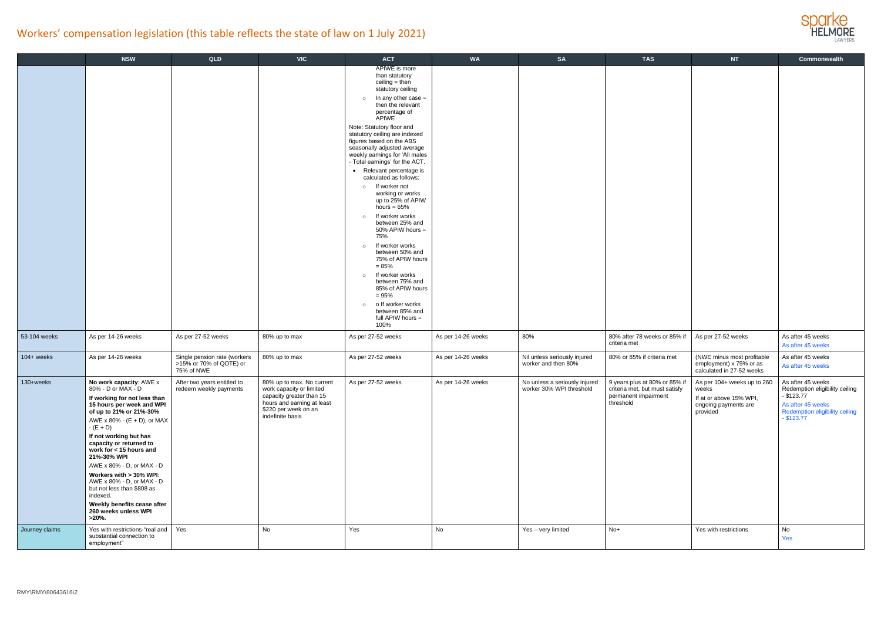# Workers' compensation legislation (this table reflects the state of law on 1 July 2021)

| | NSW | QLD | VIC | ACT | WA | SA | TAS | NT | Commonwealth |
|---|---|---|---|---|---|---|---|---|---|
| | | | | APIWE is more than statutory ceiling = then statutory ceiling<br>○ In any other case = then the relevant percentage of APIWE<br>Note: Statutory floor and statutory ceiling are indexed figures based on the ABS seasonally adjusted average weekly earnings for 'All males - Total earnings' for the ACT.<br>• Relevant percentage is calculated as follows:<br>○ If worker not working or works up to 25% of APIW hours = 65%<br>○ If worker works between 25% and 50% APIW hours = 75%<br>○ If worker works between 50% and 75% of APIW hours = 85%<br>○ If worker works between 75% and 85% of APIW hours = 95%<br>○ o If worker works between 85% and full APIW hours = 100% | | | | | |
| 53-104 weeks | As per 14-26 weeks | As per 27-52 weeks | 80% up to max | As per 27-52 weeks | As per 14-26 weeks | 80% | 80% after 78 weeks or 85% if criteria met | As per 27-52 weeks | As after 45 weeks<br>As after 45 weeks |
| 104+ weeks | As per 14-26 weeks | Single pension rate (workers >15% or 70% of QOTE) or 75% of NWE | 80% up to max | As per 27-52 weeks | As per 14-26 weeks | Nil unless seriously injured worker and then 80% | 80% or 85% if criteria met | (NWE minus most profitable employment) x 75% or as calculated in 27-52 weeks | As after 45 weeks<br>As after 45 weeks |
| 130+weeks | **No work capacity**: AWE x 80% - D or MAX - D<br>**If working for not less than 15 hours per week and WPI of up to 21% or 21%-30%**<br>AWE x 80% - (E + D), or MAX - (E + D)<br>**If not working but has capacity or returned to work for < 15 hours and 21%-30% WPI**<br>AWE x 80% - D, or MAX - D<br>**Workers with > 30% WPI**: AWE x 80% - D, or MAX - D but not less than $808 as indexed.<br>**Weekly benefits cease after 260 weeks unless WPI >20%.** | After two years entitled to redeem weekly payments | 80% up to max. No current work capacity or limited capacity greater than 15 hours and earning at least $220 per week on an indefinite basis | As per 27-52 weeks | As per 14-26 weeks | No unless a seriously injured worker 30% WPI threshold | 9 years plus at 80% or 85% if criteria met, but must satisfy permanent impairment threshold | As per 104+ weeks up to 260 weeks<br>If at or above 15% WPI, ongoing payments are provided | As after 45 weeks<br>Redemption eligibility ceiling - $123.77<br>As after 45 weeks<br>Redemption eligibility ceiling - $123.77 |
| Journey claims | Yes with restrictions-"real and substantial connection to employment" | Yes | No | Yes | No | Yes – very limited | No+ | Yes with restrictions | No<br>Yes |

RMY\RMY\80643616\2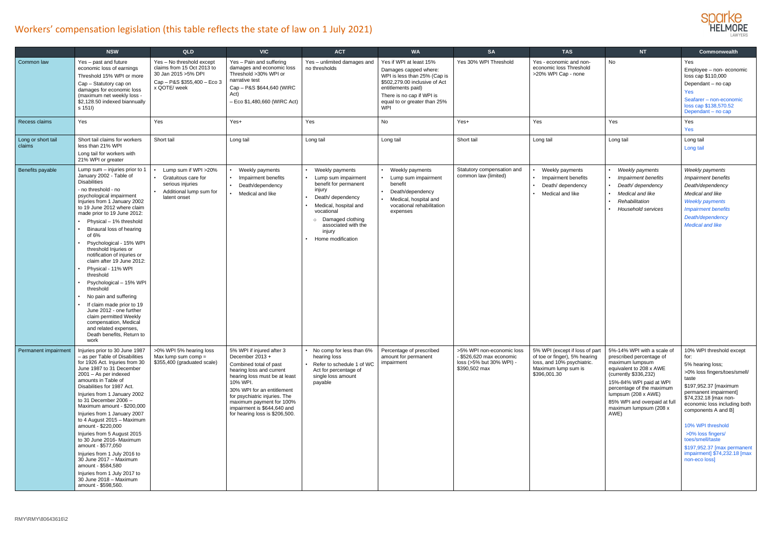# Workers' compensation legislation (this table reflects the state of law on 1 July 2021)

| | NSW | QLD | VIC | ACT | WA | SA | TAS | NT | Commonwealth |
|---|---|---|---|---|---|---|---|---|---|
| Common law | Yes – past and future economic loss of earnings<br>Threshold 15% WPI or more<br>Cap – Statutory cap on damages for economic loss (maximum net weekly loss - $2,128.50 indexed biannually s 151I) | Yes – No threshold except claims from 15 Oct 2013 to 30 Jan 2015 >5% DPI<br>Cap – P&S $355,400 – Eco 3 x QOTE/ week | Yes – Pain and suffering damages and economic loss Threshold >30% WPI or narrative test<br>Cap – P&S $644,640 (WIRC Act)<br>– Eco $1,480,660 (WIRC Act) | Yes – unlimited damages and no thresholds | Yes if WPI at least 15%<br>Damages capped where: WPI is less than 25% (Cap is $502,279.00 inclusive of Act entitlements paid)<br>There is no cap if WPI is equal to or greater than 25% WPI | Yes 30% WPI Threshold | Yes - economic and non-economic loss Threshold >20% WPI Cap - none | No | Yes<br>Employee – non- economic loss cap $110,000<br>Dependant – no cap<br>Yes<br>Seafarer – non-economic loss cap $138,570.52<br>Dependant – no cap |
| Recess claims | Yes | Yes | Yes+ | Yes | No | Yes+ | Yes | Yes | Yes<br>Yes |
| Long or short tail claims | Short tail claims for workers less than 21% WPI<br>Long tail for workers with 21% WPI or greater | Short tail | Long tail | Long tail | Long tail | Short tail | Long tail | Long tail | Long tail<br>Long tail |
| Benefits payable | Lump sum – injuries prior to 1 January 2002 - Table of Disabilities<br>- no threshold - no psychological impairment<br>Injuries from 1 January 2002 to 19 June 2012 where claim made prior to 19 June 2012:<br>• Physical – 1% threshold<br>• Binaural loss of hearing of 6%<br>• Psychological - 15% WPI threshold Injuries or notification of injuries or claim after 19 June 2012:<br>• Physical - 11% WPI threshold<br>• Psychological – 15% WPI threshold<br>• No pain and suffering<br>• If claim made prior to 19 June 2012 - one further claim permitted Weekly compensation, Medical and related expenses, Death benefits, Return to work | • Lump sum if WPI >20%<br>• Gratuitous care for serious injuries<br>• Additional lump sum for latent onset | • Weekly payments<br>• Impairment benefits<br>• Death/dependency<br>• Medical and like | • Weekly payments<br>• Lump sum impairment benefit for permanent injury<br>• Death/ dependency<br>• Medical, hospital and vocational<br>  ○ Damaged clothing associated with the injury<br>• Home modification | • Weekly payments<br>• Lump sum impairment benefit<br>• Death/dependency<br>• Medical, hospital and vocational rehabilitation expenses | Statutory compensation and common law (limited) | • Weekly payments<br>• Impairment benefits<br>• Death/ dependency<br>• Medical and like | • *Weekly payments*<br>• *Impairment benefits*<br>• *Death/ dependency*<br>• *Medical and like*<br>• *Rehabilitation*<br>• *Household services* | *Weekly payments*<br>*Impairment benefits*<br>*Death/dependency*<br>*Medical and like*<br>*Weekly payments*<br>*Impairment benefits*<br>*Death/dependency*<br>*Medical and like* |
| Permanent impairment | Injuries prior to 30 June 1987 – as per Table of Disabilities for 1926 Act. Injuries from 30 June 1987 to 31 December 2001 – As per indexed amounts in Table of Disabilities for 1987 Act.<br>Injuries from 1 January 2002 to 31 December 2006 – Maximum amount - $200,000<br>Injuries from 1 January 2007 to 4 August 2015 – Maximum amount - $220,000<br>Injuries from 5 August 2015 to 30 June 2016- Maximum amount - $577,050<br>Injuries from 1 July 2016 to 30 June 2017 – Maximum amount - $584,580<br>Injuries from 1 July 2017 to 30 June 2018 – Maximum amount - $598,560. | >0% WPI 5% hearing loss<br>Max lump sum comp = $355,400 (graduated scale) | 5% WPI if injured after 3 December 2013 +<br>Combined total of past hearing loss and current hearing loss must be at least 10% WPI.<br>30% WPI for an entitlement for psychiatric injuries. The maximum payment for 100% impairment is $644,640 and for hearing loss is $206,500. | • No comp for less than 6% hearing loss<br>• Refer to schedule 1 of WC Act for percentage of single loss amount payable | Percentage of prescribed amount for permanent impairment | >5% WPI non-economic loss - $526,620 max economic loss (>5% but 30% WPI) - $390,502 max | 5% WPI (except if loss of part of toe or finger), 5% hearing loss, and 10% psychiatric. Maximum lump sum is $396,001.30 | 5%-14% WPI with a scale of prescribed percentage of maximum lumpsum equivalent to 208 x AWE (currently $336,232)<br>15%-84% WPI paid at WPI percentage of the maximum lumpsum (208 x AWE)<br>85% WPI and overpaid at full maximum lumpsum (208 x AWE) | 10% WPI threshold except for:<br>5% hearing loss;<br>>0% loss fingers/toes/smell/ taste<br>$197,952.37 [maximum permanent impairment] $74,232.18 [max non-economic loss including both components A and B]<br><br>10% WPI threshold<br>>0% loss fingers/ toes/smell/taste<br>$197,952.37 [max permanent impairment] $74,232.18 [max non-eco loss] |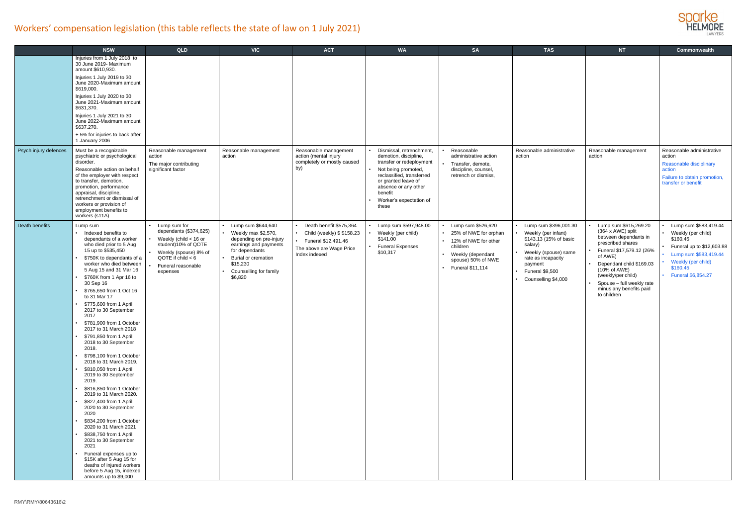# Workers' compensation legislation (this table reflects the state of law on 1 July 2021)

| | NSW | QLD | VIC | ACT | WA | SA | TAS | NT | Commonwealth |
|---|---|---|---|---|---|---|---|---|---|
| | Injuries from 1 July 2018 to 30 June 2019- Maximum amount $610,930.<br>Injuries 1 July 2019 to 30 June 2020-Maximum amount $619,000.<br>Injuries 1 July 2020 to 30 June 2021-Maximum amount $631,370.<br>Injuries 1 July 2021 to 30 June 2022-Maximum amount $637.270.<br>+ 5% for injuries to back after 1 January 2006 | | | | | | | | |
| Psych injury defences | Must be a recognizable psychiatric or psychological disorder.<br>Reasonable action on behalf of the employer with respect to transfer, demotion, promotion, performance appraisal, discipline, retrenchment or dismissal of workers or provision of employment benefits to workers (s11A) | Reasonable management action<br>The major contributing significant factor | Reasonable management action | Reasonable management action (mental injury completely or mostly caused by) | • Dismissal, retrenchment, demotion, discipline, transfer or redeployment<br>• Not being promoted, reclassified, transferred or granted leave of absence or any other benefit<br>• Worker's expectation of these | • Reasonable administrative action<br>• Transfer, demote, discipline, counsel, retrench or dismiss, | Reasonable administrative action | Reasonable management action | Reasonable administrative action<br>Reasonable disciplinary action<br>Failure to obtain promotion, transfer or benefit |
| Death benefits | Lump sum<br>• Indexed benefits to dependants of a worker who died prior to 5 Aug 15 up to $535,450<br>• $750K to dependants of a worker who died between 5 Aug 15 and 31 Mar 16<br>• $760K from 1 Apr 16 to 30 Sep 16<br>• $765,650 from 1 Oct 16 to 31 Mar 17<br>• $775,600 from 1 April 2017 to 30 September 2017<br>• $781,900 from 1 October 2017 to 31 March 2018<br>• $791,850 from 1 April 2018 to 30 September 2018.<br>• $798,100 from 1 October 2018 to 31 March 2019.<br>• $810,050 from 1 April 2019 to 30 September 2019.<br>• $816,850 from 1 October 2019 to 31 March 2020.<br>• $827,400 from 1 April 2020 to 30 September 2020<br>• $834,200 from 1 October 2020 to 31 March 2021<br>• $838,750 from 1 April 2021 to 30 September 2021<br>• Funeral expenses up to $15K after 5 Aug 15 for deaths of injured workers before 5 Aug 15, indexed amounts up to $9,000 | • Lump sum for dependants ($374,625)<br>• Weekly (child < 16 or student)10% of QOTE<br>• Weekly (spouse) 8% of QOTE if child < 6<br>• Funeral reasonable expenses | • Lump sum $644,640<br>• Weekly max $2,570, depending on pre-injury earnings and payments for dependants<br>• Burial or cremation $15,230<br>• Counselling for family $6,820 | • Death benefit $575,364<br>• Child (weekly) $ $158.23<br>• Funeral $12,491.46<br>The above are Wage Price Index indexed | • Lump sum $597,948.00<br>• Weekly (per child) $141.00<br>• Funeral Expenses $10,317 | • Lump sum $526,620<br>• 25% of NWE for orphan<br>• 12% of NWE for other children<br>• Weekly (dependant spouse) 50% of NWE<br>• Funeral $11,114 | • Lump sum $396,001.30<br>• Weekly (per infant) $143.13 (15% of basic salary)<br>• Weekly (spouse) same rate as incapacity payment<br>• Funeral $9,500<br>• Counselling $4,000 | • Lump sum $615,269.20 (364 x AWE) split between dependants in prescribed shares<br>• Funeral $17,579.12 (26% of AWE)<br>• Dependant child $169.03 (10% of AWE) (weekly/per child)<br>• Spouse – full weekly rate minus any benefits paid to children | • Lump sum $583,419.44<br>• Weekly (per child) $160.45<br>• Funeral up to $12,603.88<br>• Lump sum $583,419.44<br>• Weekly (per child) $160.45<br>• Funeral $6,854.27 |

RMY\RMY\80643616\2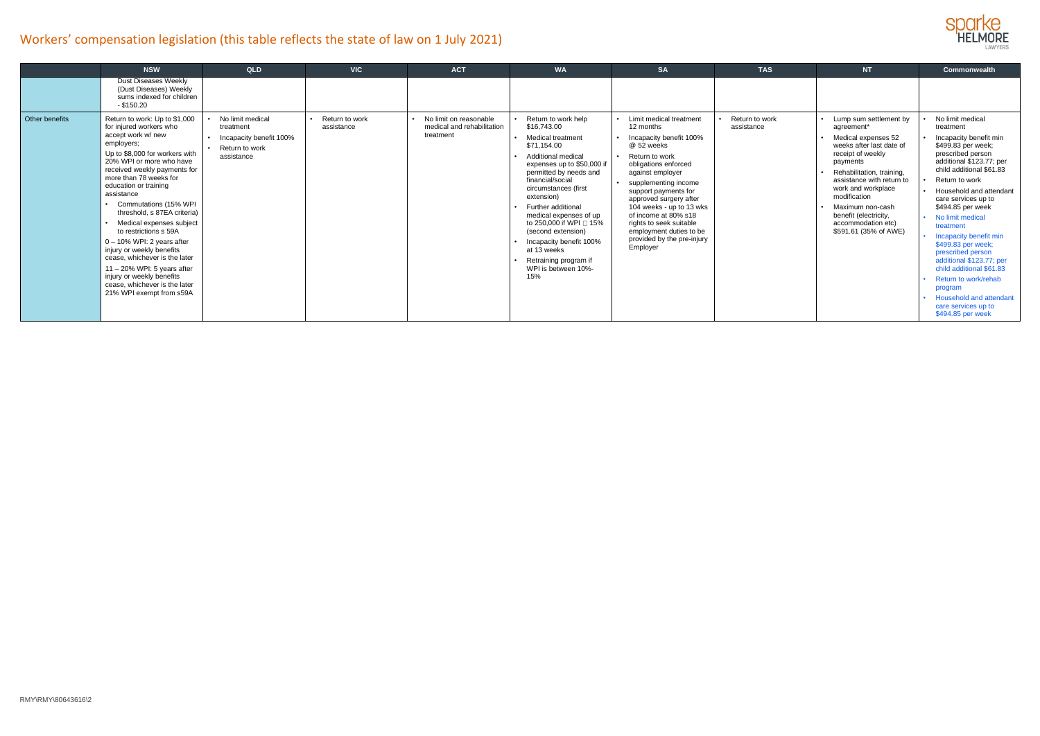# Workers' compensation legislation (this table reflects the state of law on 1 July 2021)

| | NSW | QLD | VIC | ACT | WA | SA | TAS | NT | Commonwealth |
|---|---|---|---|---|---|---|---|---|---|
| | Dust Diseases Weekly (Dust Diseases) Weekly sums indexed for children - $150.20 | | | | | | | | |
| Other benefits | Return to work: Up to $1,000 for injured workers who accept work w/ new employers;<br><br>Up to $8,000 for workers with 20% WPI or more who have received weekly payments for more than 78 weeks for education or training assistance<br>• Commutations (15% WPI threshold, s 87EA criteria)<br>• Medical expenses subject to restrictions s 59A<br><br>0 – 10% WPI: 2 years after injury or weekly benefits cease, whichever is the later<br><br>11 – 20% WPI: 5 years after injury or weekly benefits cease, whichever is the later<br><br>21% WPI exempt from s59A | • No limit medical treatment<br>• Incapacity benefit 100%<br>• Return to work assistance | • Return to work assistance | • No limit on reasonable medical and rehabilitation treatment | • Return to work help $16,743.00<br>• Medical treatment $71,154.00<br>• Additional medical expenses up to $50,000 if permitted by needs and financial/social circumstances (first extension)<br>• Further additional medical expenses of up to 250,000 if WPI  15% (second extension)<br>• Incapacity benefit 100% at 13 weeks<br>• Retraining program if WPI is between 10%-15% | • Limit medical treatment 12 months<br>• Incapacity benefit 100% @ 52 weeks<br>• Return to work obligations enforced against employer<br>• supplementing income support payments for approved surgery after 104 weeks - up to 13 wks of income at 80% s18 rights to seek suitable employment duties to be provided by the pre-injury Employer | • Return to work assistance | • Lump sum settlement by agreement*<br>• Medical expenses 52 weeks after last date of receipt of weekly payments<br>• Rehabilitation, training, assistance with return to work and workplace modification<br>• Maximum non-cash benefit (electricity, accommodation etc) $591.61 (35% of AWE) | • No limit medical treatment<br>• Incapacity benefit min $499.83 per week; prescribed person additional $123.77; per child additional $61.83<br>• Return to work<br>• Household and attendant care services up to $494.85 per week<br>• No limit medical treatment<br>• Incapacity benefit min $499.83 per week; prescribed person additional $123.77; per child additional $61.83<br>• Return to work/rehab program<br>• Household and attendant care services up to $494.85 per week |

RMY\RMY\80643616\2